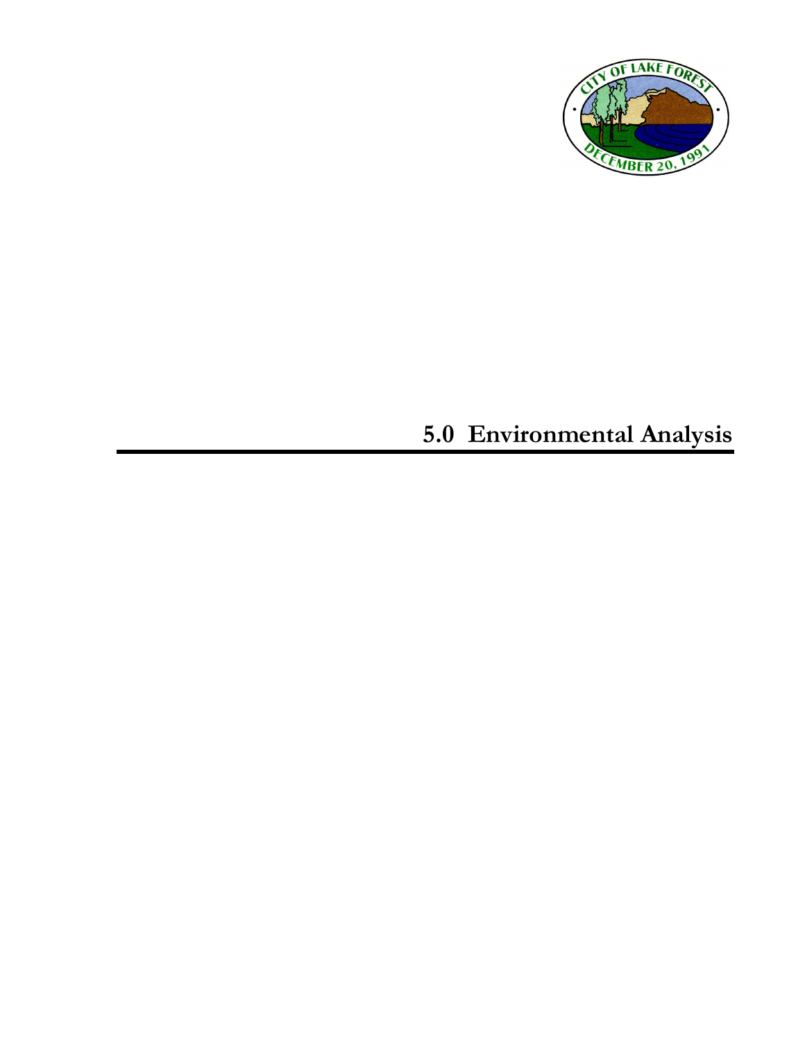# 5.0 Environmental Analysis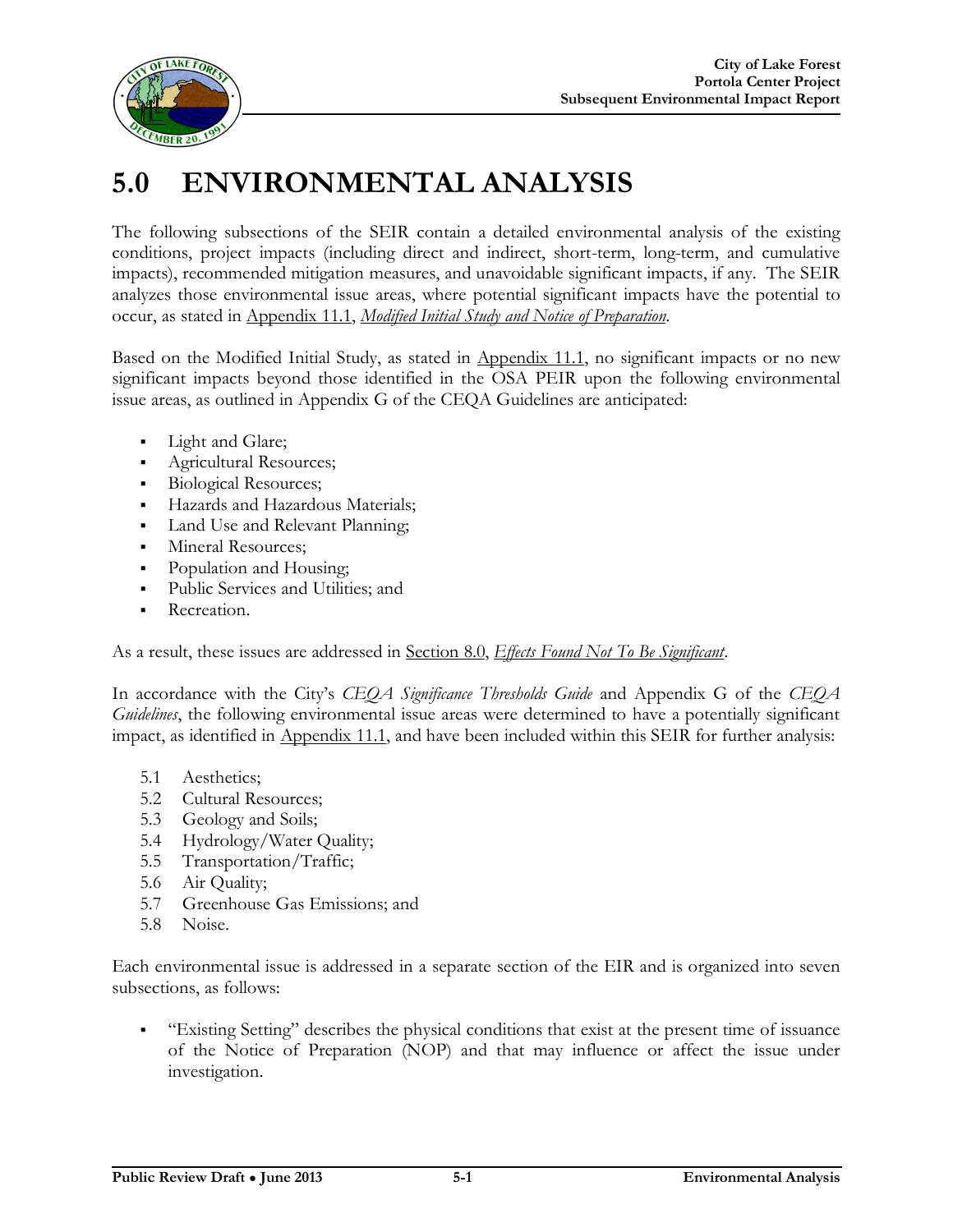# 5.0 ENVIRONMENTAL ANALYSIS

The following subsections of the SEIR contain a detailed environmental analysis of the existing conditions, project impacts (including direct and indirect, short-term, long-term, and cumulative impacts), recommended mitigation measures, and unavoidable significant impacts, if any. The SEIR analyzes those environmental issue areas, where potential significant impacts have the potential to occur, as stated in Appendix 11.1, *Modified Initial Study and Notice of Preparation*.

Based on the Modified Initial Study, as stated in Appendix 11.1, no significant impacts or no new significant impacts beyond those identified in the OSA PEIR upon the following environmental issue areas, as outlined in Appendix G of the CEQA Guidelines are anticipated:

- Light and Glare;
- Agricultural Resources;
- Biological Resources;
- Hazards and Hazardous Materials;
- Land Use and Relevant Planning;
- Mineral Resources;
- Population and Housing;
- Public Services and Utilities; and
- Recreation.

As a result, these issues are addressed in Section 8.0, *Effects Found Not To Be Significant*.

In accordance with the City's *CEQA Significance Thresholds Guide* and Appendix G of the *CEQA Guidelines*, the following environmental issue areas were determined to have a potentially significant impact, as identified in Appendix 11.1, and have been included within this SEIR for further analysis:

- 5.1 Aesthetics;
- 5.2 Cultural Resources;
- 5.3 Geology and Soils;
- 5.4 Hydrology/Water Quality;
- 5.5 Transportation/Traffic;
- 5.6 Air Quality;
- 5.7 Greenhouse Gas Emissions; and
- 5.8 Noise.

Each environmental issue is addressed in a separate section of the EIR and is organized into seven subsections, as follows:

- "Existing Setting" describes the physical conditions that exist at the present time of issuance of the Notice of Preparation (NOP) and that may influence or affect the issue under investigation.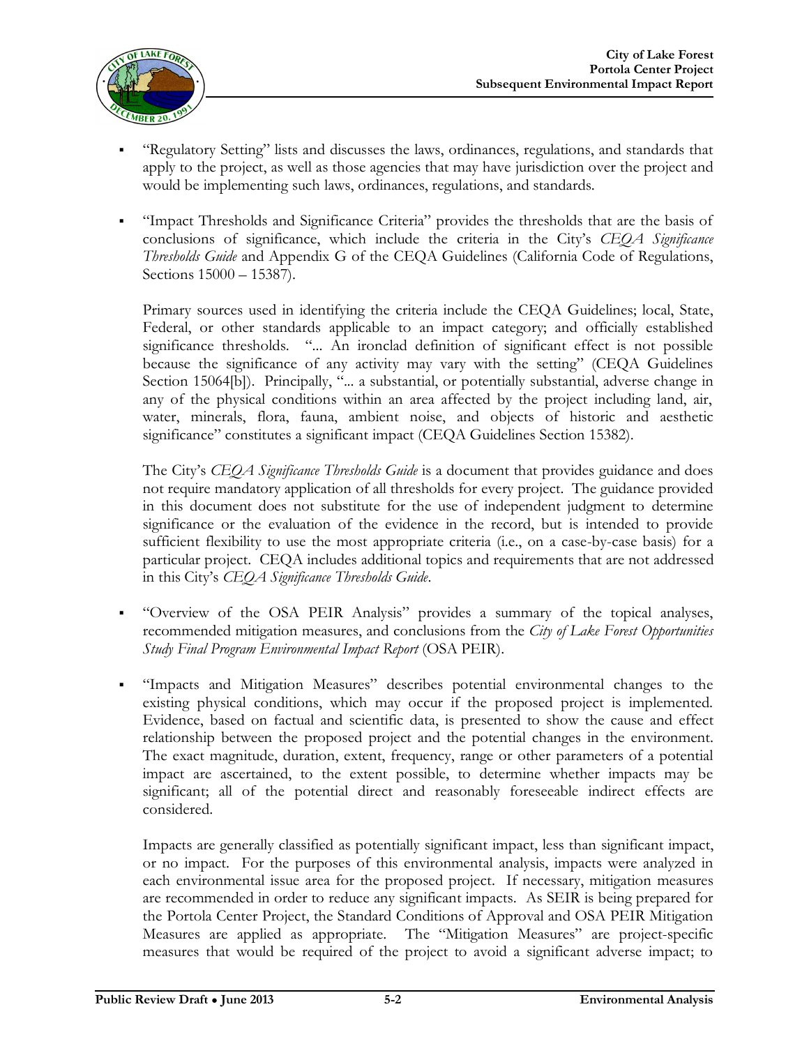- "Regulatory Setting" lists and discusses the laws, ordinances, regulations, and standards that apply to the project, as well as those agencies that may have jurisdiction over the project and would be implementing such laws, ordinances, regulations, and standards.

- "Impact Thresholds and Significance Criteria" provides the thresholds that are the basis of conclusions of significance, which include the criteria in the City's *CEQA Significance Thresholds Guide* and Appendix G of the CEQA Guidelines (California Code of Regulations, Sections 15000 – 15387).

  Primary sources used in identifying the criteria include the CEQA Guidelines; local, State, Federal, or other standards applicable to an impact category; and officially established significance thresholds. "... An ironclad definition of significant effect is not possible because the significance of any activity may vary with the setting" (CEQA Guidelines Section 15064[b]). Principally, "... a substantial, or potentially substantial, adverse change in any of the physical conditions within an area affected by the project including land, air, water, minerals, flora, fauna, ambient noise, and objects of historic and aesthetic significance" constitutes a significant impact (CEQA Guidelines Section 15382).

  The City's *CEQA Significance Thresholds Guide* is a document that provides guidance and does not require mandatory application of all thresholds for every project. The guidance provided in this document does not substitute for the use of independent judgment to determine significance or the evaluation of the evidence in the record, but is intended to provide sufficient flexibility to use the most appropriate criteria (i.e., on a case-by-case basis) for a particular project. CEQA includes additional topics and requirements that are not addressed in this City's *CEQA Significance Thresholds Guide*.

- "Overview of the OSA PEIR Analysis" provides a summary of the topical analyses, recommended mitigation measures, and conclusions from the *City of Lake Forest Opportunities Study Final Program Environmental Impact Report* (OSA PEIR).

- "Impacts and Mitigation Measures" describes potential environmental changes to the existing physical conditions, which may occur if the proposed project is implemented. Evidence, based on factual and scientific data, is presented to show the cause and effect relationship between the proposed project and the potential changes in the environment. The exact magnitude, duration, extent, frequency, range or other parameters of a potential impact are ascertained, to the extent possible, to determine whether impacts may be significant; all of the potential direct and reasonably foreseeable indirect effects are considered.

  Impacts are generally classified as potentially significant impact, less than significant impact, or no impact. For the purposes of this environmental analysis, impacts were analyzed in each environmental issue area for the proposed project. If necessary, mitigation measures are recommended in order to reduce any significant impacts. As SEIR is being prepared for the Portola Center Project, the Standard Conditions of Approval and OSA PEIR Mitigation Measures are applied as appropriate. The "Mitigation Measures" are project-specific measures that would be required of the project to avoid a significant adverse impact; to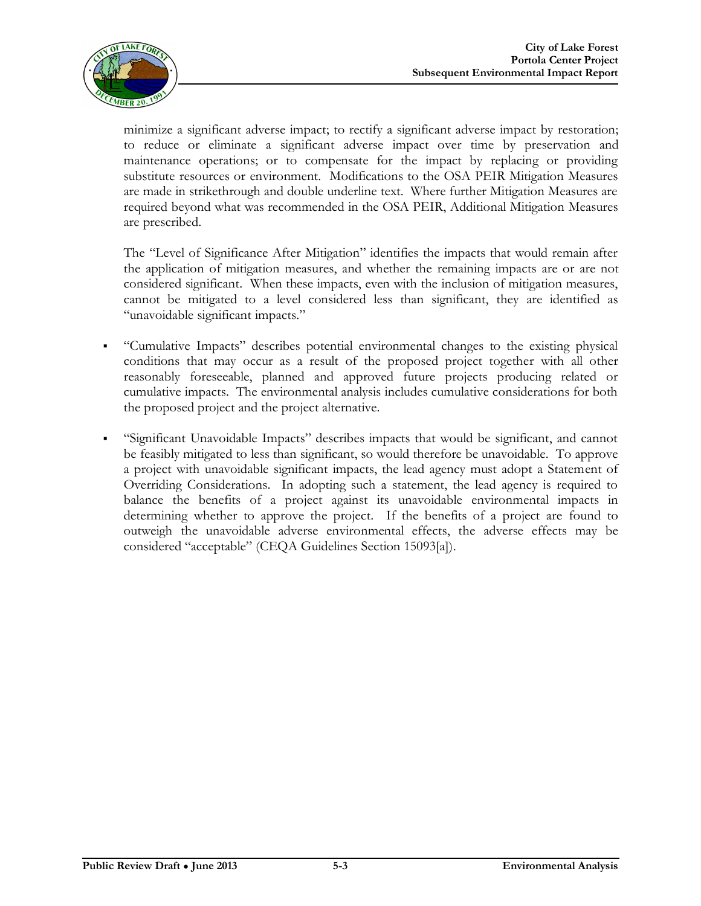minimize a significant adverse impact; to rectify a significant adverse impact by restoration; to reduce or eliminate a significant adverse impact over time by preservation and maintenance operations; or to compensate for the impact by replacing or providing substitute resources or environment. Modifications to the OSA PEIR Mitigation Measures are made in strikethrough and double underline text. Where further Mitigation Measures are required beyond what was recommended in the OSA PEIR, Additional Mitigation Measures are prescribed.

The "Level of Significance After Mitigation" identifies the impacts that would remain after the application of mitigation measures, and whether the remaining impacts are or are not considered significant. When these impacts, even with the inclusion of mitigation measures, cannot be mitigated to a level considered less than significant, they are identified as "unavoidable significant impacts."

- "Cumulative Impacts" describes potential environmental changes to the existing physical conditions that may occur as a result of the proposed project together with all other reasonably foreseeable, planned and approved future projects producing related or cumulative impacts. The environmental analysis includes cumulative considerations for both the proposed project and the project alternative.
- "Significant Unavoidable Impacts" describes impacts that would be significant, and cannot be feasibly mitigated to less than significant, so would therefore be unavoidable. To approve a project with unavoidable significant impacts, the lead agency must adopt a Statement of Overriding Considerations. In adopting such a statement, the lead agency is required to balance the benefits of a project against its unavoidable environmental impacts in determining whether to approve the project. If the benefits of a project are found to outweigh the unavoidable adverse environmental effects, the adverse effects may be considered "acceptable" (CEQA Guidelines Section 15093[a]).